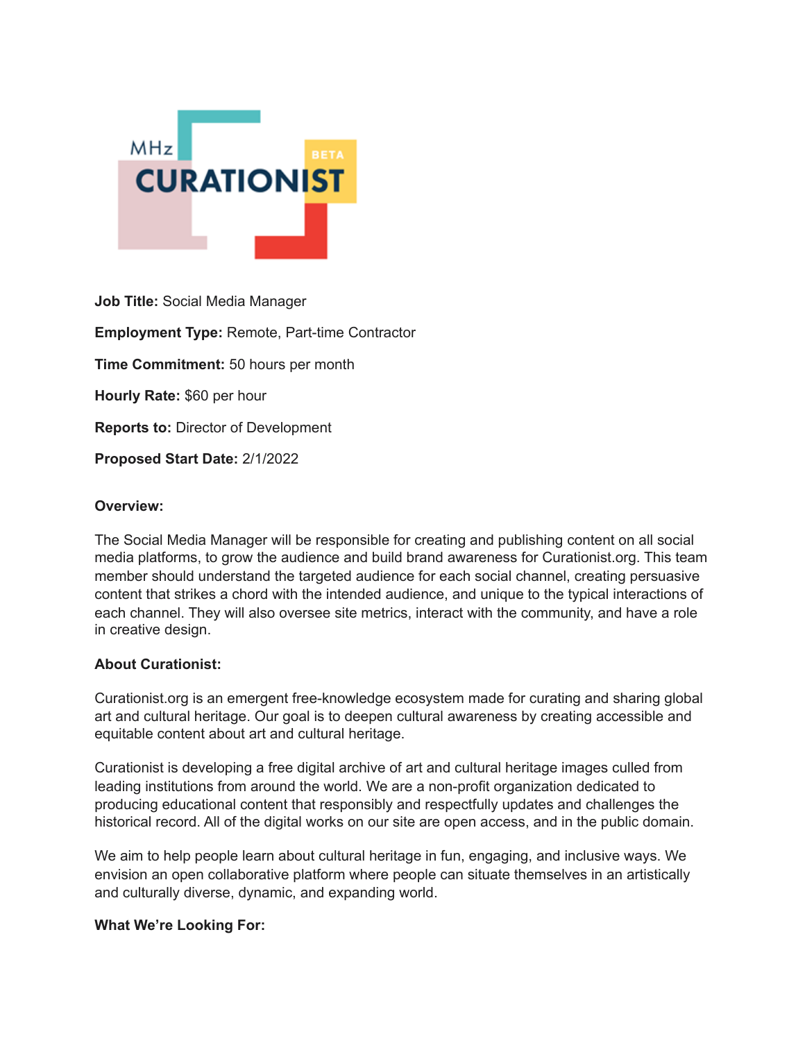**Job Title:** Social Media Manager

**Employment Type:** Remote, Part-time Contractor

**Time Commitment:** 50 hours per month

**Hourly Rate:** $60 per hour

**Reports to:** Director of Development

**Proposed Start Date:** 2/1/2022

**Overview:**

The Social Media Manager will be responsible for creating and publishing content on all social media platforms, to grow the audience and build brand awareness for Curationist.org. This team member should understand the targeted audience for each social channel, creating persuasive content that strikes a chord with the intended audience, and unique to the typical interactions of each channel. They will also oversee site metrics, interact with the community, and have a role in creative design.

**About Curationist:**

Curationist.org is an emergent free-knowledge ecosystem made for curating and sharing global art and cultural heritage. Our goal is to deepen cultural awareness by creating accessible and equitable content about art and cultural heritage.

Curationist is developing a free digital archive of art and cultural heritage images culled from leading institutions from around the world. We are a non-profit organization dedicated to producing educational content that responsibly and respectfully updates and challenges the historical record. All of the digital works on our site are open access, and in the public domain.

We aim to help people learn about cultural heritage in fun, engaging, and inclusive ways. We envision an open collaborative platform where people can situate themselves in an artistically and culturally diverse, dynamic, and expanding world.

**What We're Looking For:**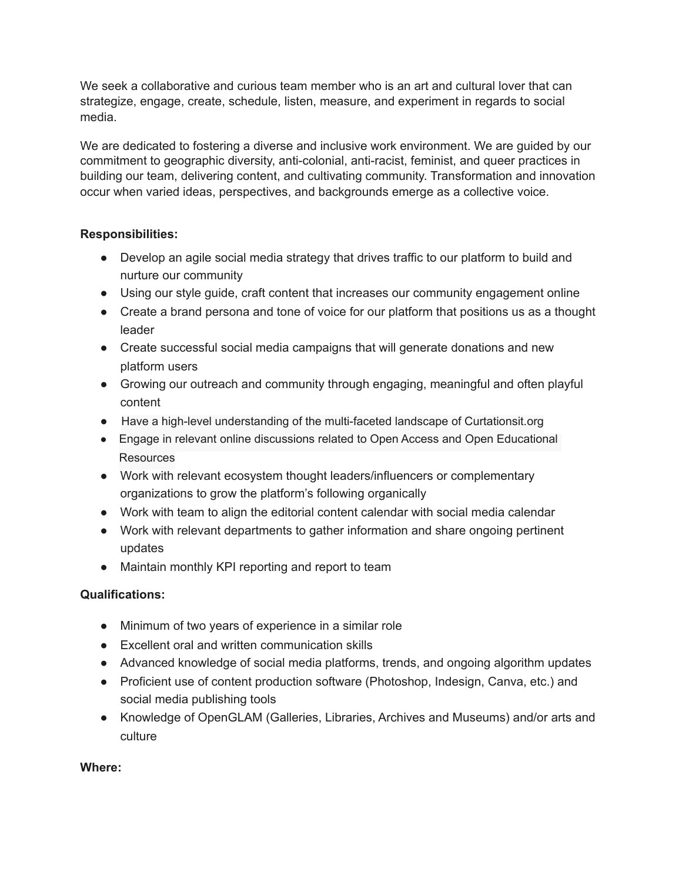We seek a collaborative and curious team member who is an art and cultural lover that can strategize, engage, create, schedule, listen, measure, and experiment in regards to social media.

We are dedicated to fostering a diverse and inclusive work environment. We are guided by our commitment to geographic diversity, anti-colonial, anti-racist, feminist, and queer practices in building our team, delivering content, and cultivating community. Transformation and innovation occur when varied ideas, perspectives, and backgrounds emerge as a collective voice.

**Responsibilities:**

- Develop an agile social media strategy that drives traffic to our platform to build and nurture our community
- Using our style guide, craft content that increases our community engagement online
- Create a brand persona and tone of voice for our platform that positions us as a thought leader
- Create successful social media campaigns that will generate donations and new platform users
- Growing our outreach and community through engaging, meaningful and often playful content
- Have a high-level understanding of the multi-faceted landscape of Curtationsit.org
- Engage in relevant online discussions related to Open Access and Open Educational Resources
- Work with relevant ecosystem thought leaders/influencers or complementary organizations to grow the platform's following organically
- Work with team to align the editorial content calendar with social media calendar
- Work with relevant departments to gather information and share ongoing pertinent updates
- Maintain monthly KPI reporting and report to team

**Qualifications:**

- Minimum of two years of experience in a similar role
- Excellent oral and written communication skills
- Advanced knowledge of social media platforms, trends, and ongoing algorithm updates
- Proficient use of content production software (Photoshop, Indesign, Canva, etc.) and social media publishing tools
- Knowledge of OpenGLAM (Galleries, Libraries, Archives and Museums) and/or arts and culture

**Where:**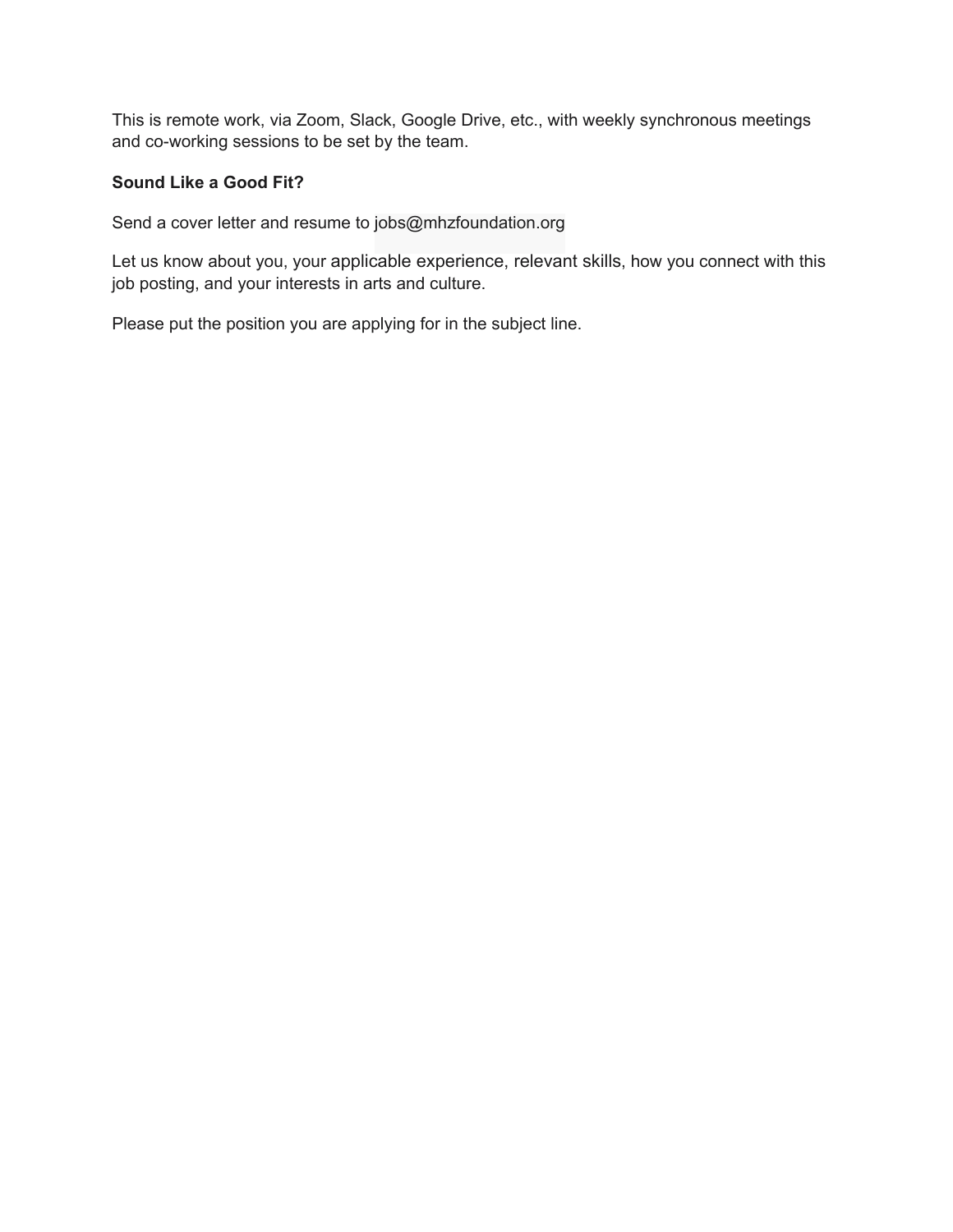This is remote work, via Zoom, Slack, Google Drive, etc., with weekly synchronous meetings and co-working sessions to be set by the team.

**Sound Like a Good Fit?**

Send a cover letter and resume to jobs@mhzfoundation.org

Let us know about you, your applicable experience, relevant skills, how you connect with this job posting, and your interests in arts and culture.

Please put the position you are applying for in the subject line.